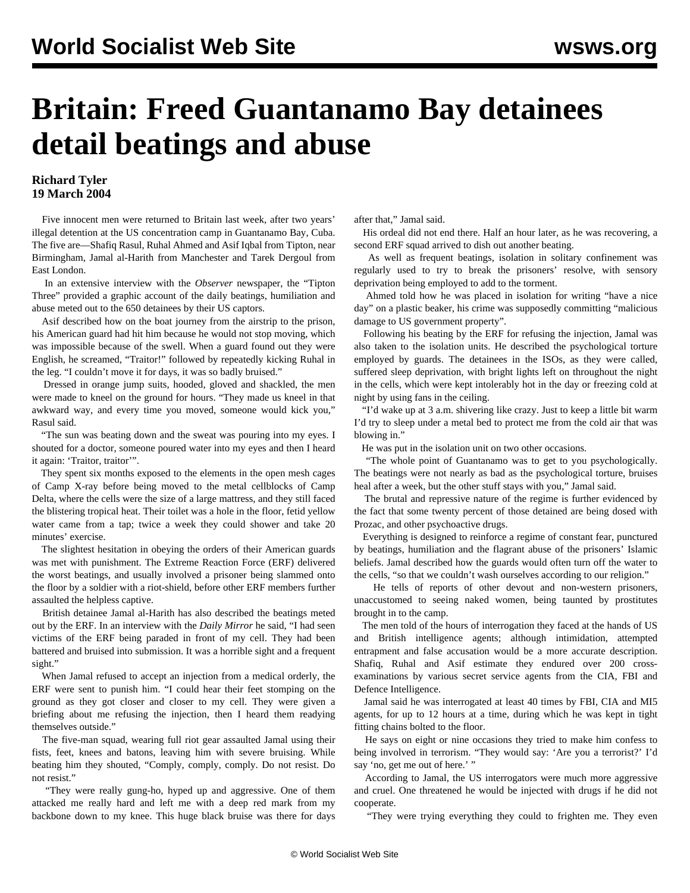# Britain: Freed Guantanamo Bay detainees detail beatings and abuse

**Richard Tyler**
**19 March 2004**

Five innocent men were returned to Britain last week, after two years' illegal detention at the US concentration camp in Guantanamo Bay, Cuba. The five are—Shafiq Rasul, Ruhal Ahmed and Asif Iqbal from Tipton, near Birmingham, Jamal al-Harith from Manchester and Tarek Dergoul from East London.

In an extensive interview with the *Observer* newspaper, the "Tipton Three" provided a graphic account of the daily beatings, humiliation and abuse meted out to the 650 detainees by their US captors.

Asif described how on the boat journey from the airstrip to the prison, his American guard had hit him because he would not stop moving, which was impossible because of the swell. When a guard found out they were English, he screamed, "Traitor!" followed by repeatedly kicking Ruhal in the leg. "I couldn't move it for days, it was so badly bruised."

Dressed in orange jump suits, hooded, gloved and shackled, the men were made to kneel on the ground for hours. "They made us kneel in that awkward way, and every time you moved, someone would kick you," Rasul said.

"The sun was beating down and the sweat was pouring into my eyes. I shouted for a doctor, someone poured water into my eyes and then I heard it again: 'Traitor, traitor'".

They spent six months exposed to the elements in the open mesh cages of Camp X-ray before being moved to the metal cellblocks of Camp Delta, where the cells were the size of a large mattress, and they still faced the blistering tropical heat. Their toilet was a hole in the floor, fetid yellow water came from a tap; twice a week they could shower and take 20 minutes' exercise.

The slightest hesitation in obeying the orders of their American guards was met with punishment. The Extreme Reaction Force (ERF) delivered the worst beatings, and usually involved a prisoner being slammed onto the floor by a soldier with a riot-shield, before other ERF members further assaulted the helpless captive.

British detainee Jamal al-Harith has also described the beatings meted out by the ERF. In an interview with the *Daily Mirror* he said, "I had seen victims of the ERF being paraded in front of my cell. They had been battered and bruised into submission. It was a horrible sight and a frequent sight."

When Jamal refused to accept an injection from a medical orderly, the ERF were sent to punish him. "I could hear their feet stomping on the ground as they got closer and closer to my cell. They were given a briefing about me refusing the injection, then I heard them readying themselves outside."

The five-man squad, wearing full riot gear assaulted Jamal using their fists, feet, knees and batons, leaving him with severe bruising. While beating him they shouted, "Comply, comply, comply. Do not resist. Do not resist."

"They were really gung-ho, hyped up and aggressive. One of them attacked me really hard and left me with a deep red mark from my backbone down to my knee. This huge black bruise was there for days after that," Jamal said.

His ordeal did not end there. Half an hour later, as he was recovering, a second ERF squad arrived to dish out another beating.

As well as frequent beatings, isolation in solitary confinement was regularly used to try to break the prisoners' resolve, with sensory deprivation being employed to add to the torment.

Ahmed told how he was placed in isolation for writing "have a nice day" on a plastic beaker, his crime was supposedly committing "malicious damage to US government property".

Following his beating by the ERF for refusing the injection, Jamal was also taken to the isolation units. He described the psychological torture employed by guards. The detainees in the ISOs, as they were called, suffered sleep deprivation, with bright lights left on throughout the night in the cells, which were kept intolerably hot in the day or freezing cold at night by using fans in the ceiling.

"I'd wake up at 3 a.m. shivering like crazy. Just to keep a little bit warm I'd try to sleep under a metal bed to protect me from the cold air that was blowing in."

He was put in the isolation unit on two other occasions.

"The whole point of Guantanamo was to get to you psychologically. The beatings were not nearly as bad as the psychological torture, bruises heal after a week, but the other stuff stays with you," Jamal said.

The brutal and repressive nature of the regime is further evidenced by the fact that some twenty percent of those detained are being dosed with Prozac, and other psychoactive drugs.

Everything is designed to reinforce a regime of constant fear, punctured by beatings, humiliation and the flagrant abuse of the prisoners' Islamic beliefs. Jamal described how the guards would often turn off the water to the cells, "so that we couldn't wash ourselves according to our religion."

He tells of reports of other devout and non-western prisoners, unaccustomed to seeing naked women, being taunted by prostitutes brought in to the camp.

The men told of the hours of interrogation they faced at the hands of US and British intelligence agents; although intimidation, attempted entrapment and false accusation would be a more accurate description. Shafiq, Ruhal and Asif estimate they endured over 200 cross-examinations by various secret service agents from the CIA, FBI and Defence Intelligence.

Jamal said he was interrogated at least 40 times by FBI, CIA and MI5 agents, for up to 12 hours at a time, during which he was kept in tight fitting chains bolted to the floor.

He says on eight or nine occasions they tried to make him confess to being involved in terrorism. "They would say: 'Are you a terrorist?' I'd say 'no, get me out of here.' "

According to Jamal, the US interrogators were much more aggressive and cruel. One threatened he would be injected with drugs if he did not cooperate.

"They were trying everything they could to frighten me. They even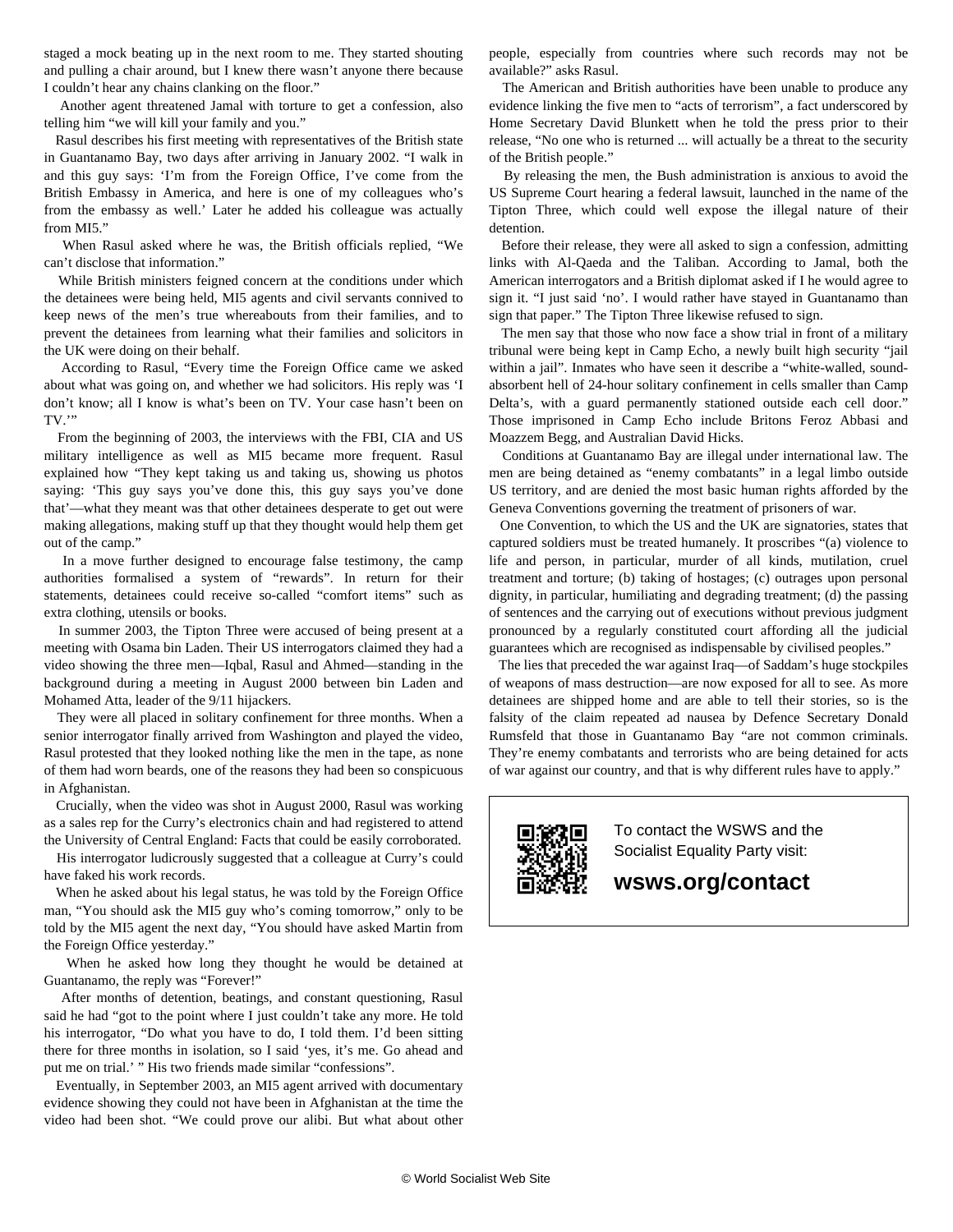staged a mock beating up in the next room to me. They started shouting and pulling a chair around, but I knew there wasn't anyone there because I couldn't hear any chains clanking on the floor."

Another agent threatened Jamal with torture to get a confession, also telling him "we will kill your family and you."

Rasul describes his first meeting with representatives of the British state in Guantanamo Bay, two days after arriving in January 2002. "I walk in and this guy says: 'I'm from the Foreign Office, I've come from the British Embassy in America, and here is one of my colleagues who's from the embassy as well.' Later he added his colleague was actually from MI5."

When Rasul asked where he was, the British officials replied, "We can't disclose that information."

While British ministers feigned concern at the conditions under which the detainees were being held, MI5 agents and civil servants connived to keep news of the men's true whereabouts from their families, and to prevent the detainees from learning what their families and solicitors in the UK were doing on their behalf.

According to Rasul, "Every time the Foreign Office came we asked about what was going on, and whether we had solicitors. His reply was 'I don't know; all I know is what's been on TV. Your case hasn't been on TV.'"

From the beginning of 2003, the interviews with the FBI, CIA and US military intelligence as well as MI5 became more frequent. Rasul explained how "They kept taking us and taking us, showing us photos saying: 'This guy says you've done this, this guy says you've done that'—what they meant was that other detainees desperate to get out were making allegations, making stuff up that they thought would help them get out of the camp."

In a move further designed to encourage false testimony, the camp authorities formalised a system of "rewards". In return for their statements, detainees could receive so-called "comfort items" such as extra clothing, utensils or books.

In summer 2003, the Tipton Three were accused of being present at a meeting with Osama bin Laden. Their US interrogators claimed they had a video showing the three men—Iqbal, Rasul and Ahmed—standing in the background during a meeting in August 2000 between bin Laden and Mohamed Atta, leader of the 9/11 hijackers.

They were all placed in solitary confinement for three months. When a senior interrogator finally arrived from Washington and played the video, Rasul protested that they looked nothing like the men in the tape, as none of them had worn beards, one of the reasons they had been so conspicuous in Afghanistan.

Crucially, when the video was shot in August 2000, Rasul was working as a sales rep for the Curry's electronics chain and had registered to attend the University of Central England: Facts that could be easily corroborated.

His interrogator ludicrously suggested that a colleague at Curry's could have faked his work records.

When he asked about his legal status, he was told by the Foreign Office man, "You should ask the MI5 guy who's coming tomorrow," only to be told by the MI5 agent the next day, "You should have asked Martin from the Foreign Office yesterday."

When he asked how long they thought he would be detained at Guantanamo, the reply was "Forever!"

After months of detention, beatings, and constant questioning, Rasul said he had "got to the point where I just couldn't take any more. He told his interrogator, "Do what you have to do, I told them. I'd been sitting there for three months in isolation, so I said 'yes, it's me. Go ahead and put me on trial.' " His two friends made similar "confessions".

Eventually, in September 2003, an MI5 agent arrived with documentary evidence showing they could not have been in Afghanistan at the time the video had been shot. "We could prove our alibi. But what about other people, especially from countries where such records may not be available?" asks Rasul.

The American and British authorities have been unable to produce any evidence linking the five men to "acts of terrorism", a fact underscored by Home Secretary David Blunkett when he told the press prior to their release, "No one who is returned ... will actually be a threat to the security of the British people."

By releasing the men, the Bush administration is anxious to avoid the US Supreme Court hearing a federal lawsuit, launched in the name of the Tipton Three, which could well expose the illegal nature of their detention.

Before their release, they were all asked to sign a confession, admitting links with Al-Qaeda and the Taliban. According to Jamal, both the American interrogators and a British diplomat asked if I he would agree to sign it. "I just said 'no'. I would rather have stayed in Guantanamo than sign that paper." The Tipton Three likewise refused to sign.

The men say that those who now face a show trial in front of a military tribunal were being kept in Camp Echo, a newly built high security "jail within a jail". Inmates who have seen it describe a "white-walled, sound-absorbent hell of 24-hour solitary confinement in cells smaller than Camp Delta's, with a guard permanently stationed outside each cell door." Those imprisoned in Camp Echo include Britons Feroz Abbasi and Moazzem Begg, and Australian David Hicks.

Conditions at Guantanamo Bay are illegal under international law. The men are being detained as "enemy combatants" in a legal limbo outside US territory, and are denied the most basic human rights afforded by the Geneva Conventions governing the treatment of prisoners of war.

One Convention, to which the US and the UK are signatories, states that captured soldiers must be treated humanely. It proscribes "(a) violence to life and person, in particular, murder of all kinds, mutilation, cruel treatment and torture; (b) taking of hostages; (c) outrages upon personal dignity, in particular, humiliating and degrading treatment; (d) the passing of sentences and the carrying out of executions without previous judgment pronounced by a regularly constituted court affording all the judicial guarantees which are recognised as indispensable by civilised peoples."

The lies that preceded the war against Iraq—of Saddam's huge stockpiles of weapons of mass destruction—are now exposed for all to see. As more detainees are shipped home and are able to tell their stories, so is the falsity of the claim repeated ad nausea by Defence Secretary Donald Rumsfeld that those in Guantanamo Bay "are not common criminals. They're enemy combatants and terrorists who are being detained for acts of war against our country, and that is why different rules have to apply."

To contact the WSWS and the Socialist Equality Party visit:

**wsws.org/contact**